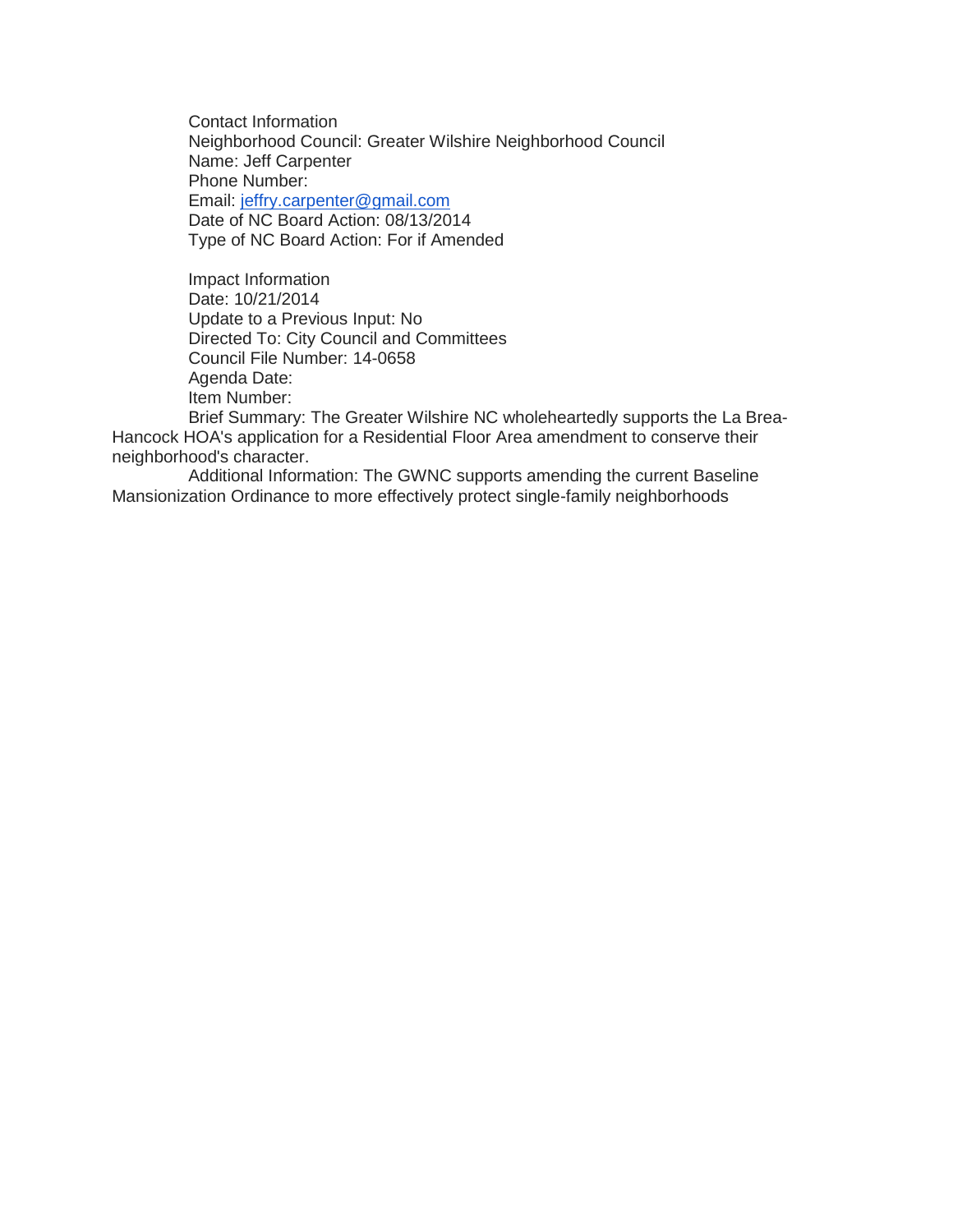Contact Information
Neighborhood Council: Greater Wilshire Neighborhood Council
Name: Jeff Carpenter
Phone Number:
Email: jeffry.carpenter@gmail.com
Date of NC Board Action: 08/13/2014
Type of NC Board Action: For if Amended

Impact Information
Date: 10/21/2014
Update to a Previous Input: No
Directed To: City Council and Committees
Council File Number: 14-0658
Agenda Date:
Item Number:
Brief Summary: The Greater Wilshire NC wholeheartedly supports the La Brea-Hancock HOA's application for a Residential Floor Area amendment to conserve their neighborhood's character.
Additional Information: The GWNC supports amending the current Baseline Mansionization Ordinance to more effectively protect single-family neighborhoods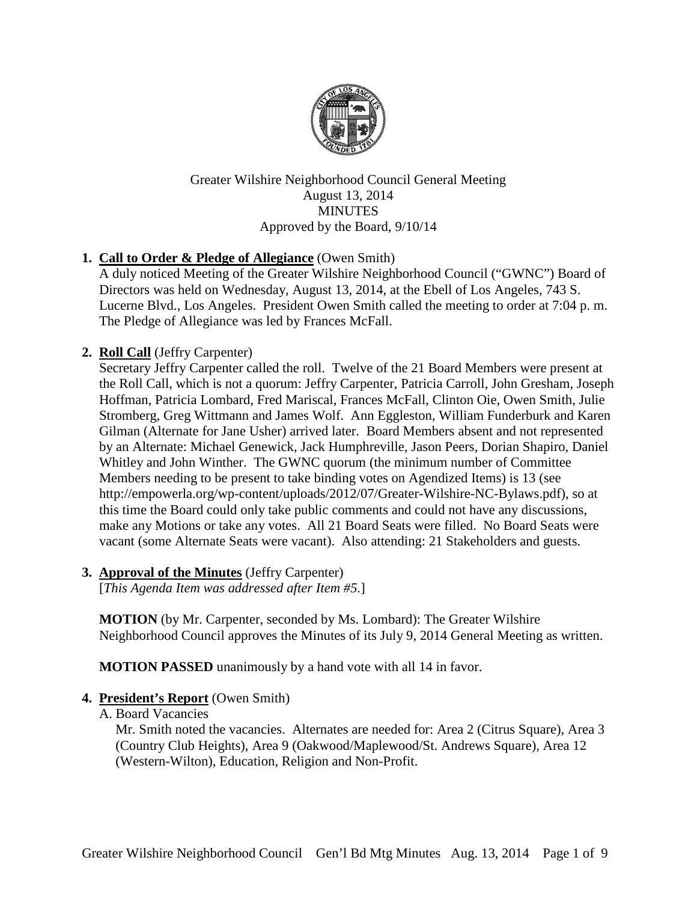Greater Wilshire Neighborhood Council General Meeting
August 13, 2014
MINUTES
Approved by the Board, 9/10/14

1. **Call to Order & Pledge of Allegiance** (Owen Smith)
   A duly noticed Meeting of the Greater Wilshire Neighborhood Council ("GWNC") Board of Directors was held on Wednesday, August 13, 2014, at the Ebell of Los Angeles, 743 S. Lucerne Blvd., Los Angeles. President Owen Smith called the meeting to order at 7:04 p. m. The Pledge of Allegiance was led by Frances McFall.

2. **Roll Call** (Jeffry Carpenter)
   Secretary Jeffry Carpenter called the roll. Twelve of the 21 Board Members were present at the Roll Call, which is not a quorum: Jeffry Carpenter, Patricia Carroll, John Gresham, Joseph Hoffman, Patricia Lombard, Fred Mariscal, Frances McFall, Clinton Oie, Owen Smith, Julie Stromberg, Greg Wittmann and James Wolf. Ann Eggleston, William Funderburk and Karen Gilman (Alternate for Jane Usher) arrived later. Board Members absent and not represented by an Alternate: Michael Genewick, Jack Humphreville, Jason Peers, Dorian Shapiro, Daniel Whitley and John Winther. The GWNC quorum (the minimum number of Committee Members needing to be present to take binding votes on Agendized Items) is 13 (see http://empowerla.org/wp-content/uploads/2012/07/Greater-Wilshire-NC-Bylaws.pdf), so at this time the Board could only take public comments and could not have any discussions, make any Motions or take any votes. All 21 Board Seats were filled. No Board Seats were vacant (some Alternate Seats were vacant). Also attending: 21 Stakeholders and guests.

3. **Approval of the Minutes** (Jeffry Carpenter)
   [*This Agenda Item was addressed after Item #5.*]

   **MOTION** (by Mr. Carpenter, seconded by Ms. Lombard): The Greater Wilshire Neighborhood Council approves the Minutes of its July 9, 2014 General Meeting as written.

   **MOTION PASSED** unanimously by a hand vote with all 14 in favor.

4. **President's Report** (Owen Smith)
   A. Board Vacancies
   Mr. Smith noted the vacancies. Alternates are needed for: Area 2 (Citrus Square), Area 3 (Country Club Heights), Area 9 (Oakwood/Maplewood/St. Andrews Square), Area 12 (Western-Wilton), Education, Religion and Non-Profit.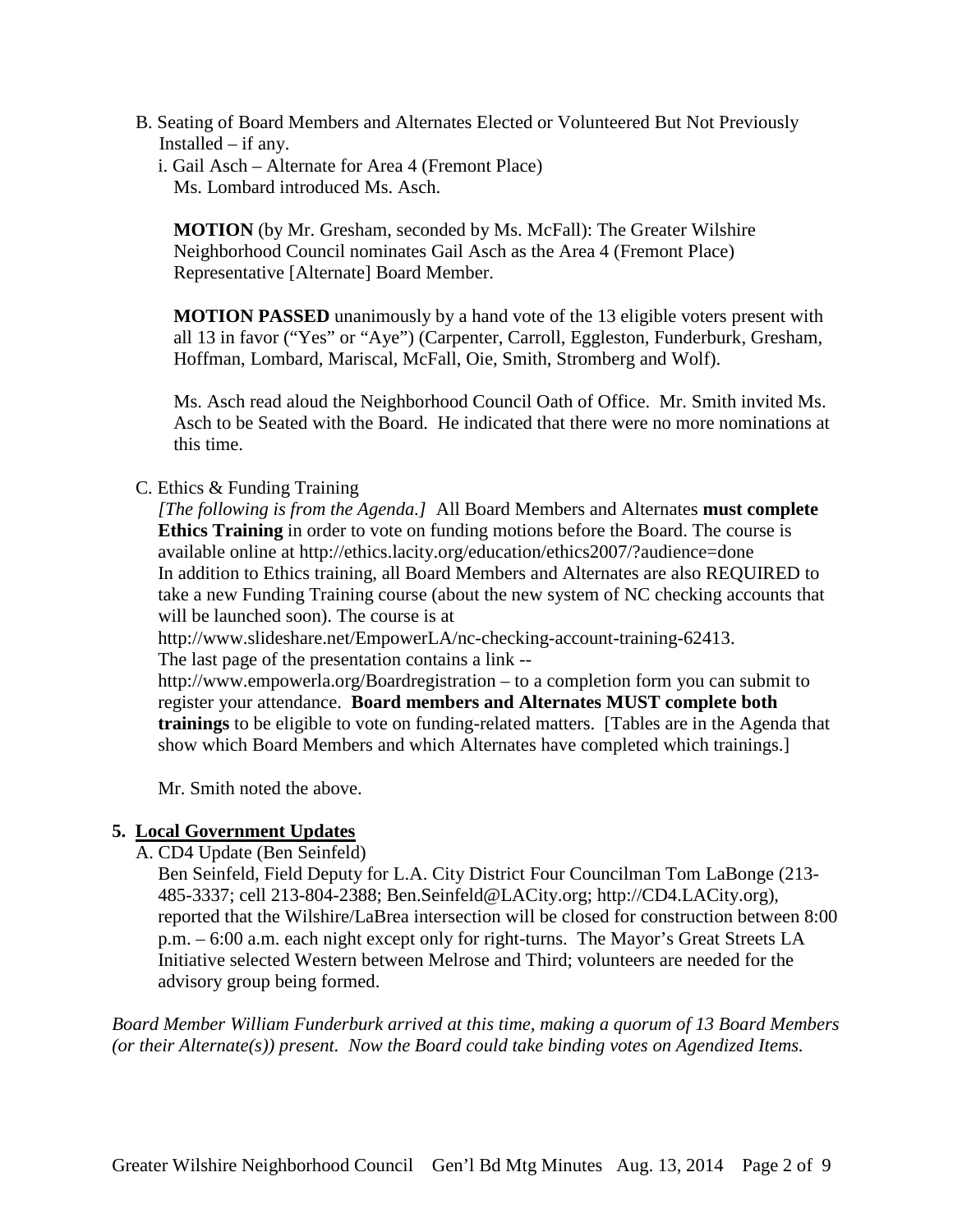B. Seating of Board Members and Alternates Elected or Volunteered But Not Previously Installed – if any.

i. Gail Asch – Alternate for Area 4 (Fremont Place)
Ms. Lombard introduced Ms. Asch.

**MOTION** (by Mr. Gresham, seconded by Ms. McFall): The Greater Wilshire Neighborhood Council nominates Gail Asch as the Area 4 (Fremont Place) Representative [Alternate] Board Member.

**MOTION PASSED** unanimously by a hand vote of the 13 eligible voters present with all 13 in favor ("Yes" or "Aye") (Carpenter, Carroll, Eggleston, Funderburk, Gresham, Hoffman, Lombard, Mariscal, McFall, Oie, Smith, Stromberg and Wolf).

Ms. Asch read aloud the Neighborhood Council Oath of Office. Mr. Smith invited Ms. Asch to be Seated with the Board. He indicated that there were no more nominations at this time.

C. Ethics & Funding Training

*[The following is from the Agenda.]* All Board Members and Alternates **must complete Ethics Training** in order to vote on funding motions before the Board. The course is available online at http://ethics.lacity.org/education/ethics2007/?audience=done
In addition to Ethics training, all Board Members and Alternates are also REQUIRED to take a new Funding Training course (about the new system of NC checking accounts that will be launched soon). The course is at
http://www.slideshare.net/EmpowerLA/nc-checking-account-training-62413.
The last page of the presentation contains a link --
http://www.empowerla.org/Boardregistration – to a completion form you can submit to register your attendance. **Board members and Alternates MUST complete both trainings** to be eligible to vote on funding-related matters. [Tables are in the Agenda that show which Board Members and which Alternates have completed which trainings.]

Mr. Smith noted the above.

## 5. Local Government Updates

A. CD4 Update (Ben Seinfeld)

Ben Seinfeld, Field Deputy for L.A. City District Four Councilman Tom LaBonge (213-485-3337; cell 213-804-2388; Ben.Seinfeld@LACity.org; http://CD4.LACity.org), reported that the Wilshire/LaBrea intersection will be closed for construction between 8:00 p.m. – 6:00 a.m. each night except only for right-turns. The Mayor's Great Streets LA Initiative selected Western between Melrose and Third; volunteers are needed for the advisory group being formed.

*Board Member William Funderburk arrived at this time, making a quorum of 13 Board Members (or their Alternate(s)) present. Now the Board could take binding votes on Agendized Items.*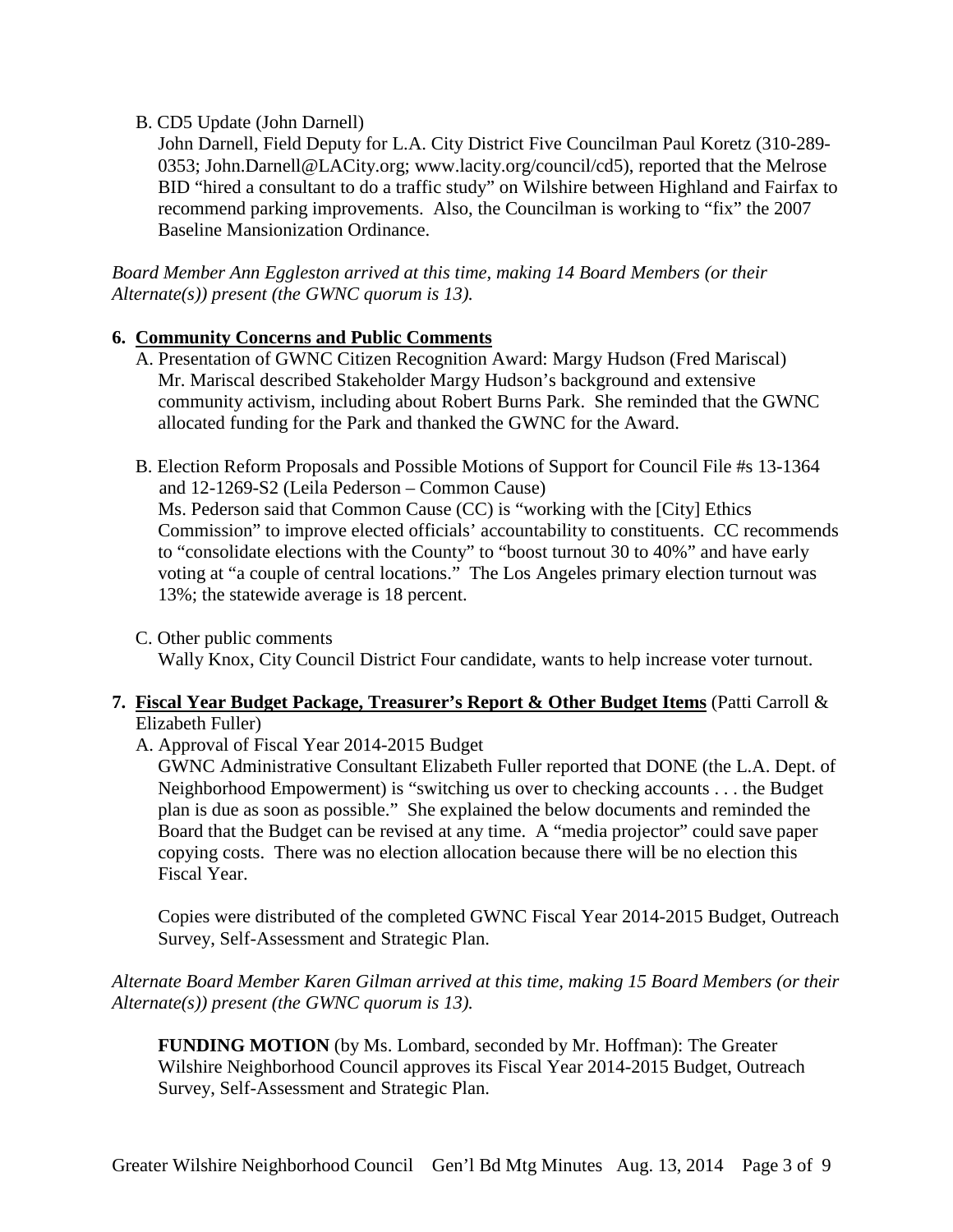B. CD5 Update (John Darnell)

John Darnell, Field Deputy for L.A. City District Five Councilman Paul Koretz (310-289-0353; John.Darnell@LACity.org; www.lacity.org/council/cd5), reported that the Melrose BID "hired a consultant to do a traffic study" on Wilshire between Highland and Fairfax to recommend parking improvements. Also, the Councilman is working to "fix" the 2007 Baseline Mansionization Ordinance.

*Board Member Ann Eggleston arrived at this time, making 14 Board Members (or their Alternate(s)) present (the GWNC quorum is 13).*

**6. Community Concerns and Public Comments**

A. Presentation of GWNC Citizen Recognition Award: Margy Hudson (Fred Mariscal)

Mr. Mariscal described Stakeholder Margy Hudson's background and extensive community activism, including about Robert Burns Park. She reminded that the GWNC allocated funding for the Park and thanked the GWNC for the Award.

B. Election Reform Proposals and Possible Motions of Support for Council File #s 13-1364 and 12-1269-S2 (Leila Pederson – Common Cause)

Ms. Pederson said that Common Cause (CC) is "working with the [City] Ethics Commission" to improve elected officials' accountability to constituents. CC recommends to "consolidate elections with the County" to "boost turnout 30 to 40%" and have early voting at "a couple of central locations." The Los Angeles primary election turnout was 13%; the statewide average is 18 percent.

C. Other public comments

Wally Knox, City Council District Four candidate, wants to help increase voter turnout.

**7. Fiscal Year Budget Package, Treasurer's Report & Other Budget Items** (Patti Carroll & Elizabeth Fuller)

A. Approval of Fiscal Year 2014-2015 Budget

GWNC Administrative Consultant Elizabeth Fuller reported that DONE (the L.A. Dept. of Neighborhood Empowerment) is "switching us over to checking accounts . . . the Budget plan is due as soon as possible." She explained the below documents and reminded the Board that the Budget can be revised at any time. A "media projector" could save paper copying costs. There was no election allocation because there will be no election this Fiscal Year.

Copies were distributed of the completed GWNC Fiscal Year 2014-2015 Budget, Outreach Survey, Self-Assessment and Strategic Plan.

*Alternate Board Member Karen Gilman arrived at this time, making 15 Board Members (or their Alternate(s)) present (the GWNC quorum is 13).*

**FUNDING MOTION** (by Ms. Lombard, seconded by Mr. Hoffman): The Greater Wilshire Neighborhood Council approves its Fiscal Year 2014-2015 Budget, Outreach Survey, Self-Assessment and Strategic Plan.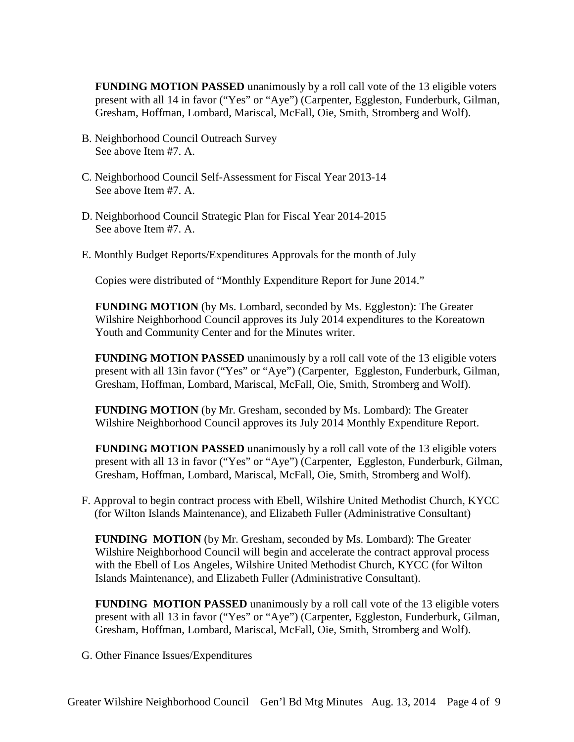**FUNDING MOTION PASSED** unanimously by a roll call vote of the 13 eligible voters present with all 14 in favor ("Yes" or "Aye") (Carpenter, Eggleston, Funderburk, Gilman, Gresham, Hoffman, Lombard, Mariscal, McFall, Oie, Smith, Stromberg and Wolf).

B. Neighborhood Council Outreach Survey
   See above Item #7. A.

C. Neighborhood Council Self-Assessment for Fiscal Year 2013-14
   See above Item #7. A.

D. Neighborhood Council Strategic Plan for Fiscal Year 2014-2015
   See above Item #7. A.

E. Monthly Budget Reports/Expenditures Approvals for the month of July

   Copies were distributed of "Monthly Expenditure Report for June 2014."

   **FUNDING MOTION** (by Ms. Lombard, seconded by Ms. Eggleston): The Greater Wilshire Neighborhood Council approves its July 2014 expenditures to the Koreatown Youth and Community Center and for the Minutes writer.

   **FUNDING MOTION PASSED** unanimously by a roll call vote of the 13 eligible voters present with all 13in favor ("Yes" or "Aye") (Carpenter, Eggleston, Funderburk, Gilman, Gresham, Hoffman, Lombard, Mariscal, McFall, Oie, Smith, Stromberg and Wolf).

   **FUNDING MOTION** (by Mr. Gresham, seconded by Ms. Lombard): The Greater Wilshire Neighborhood Council approves its July 2014 Monthly Expenditure Report.

   **FUNDING MOTION PASSED** unanimously by a roll call vote of the 13 eligible voters present with all 13 in favor ("Yes" or "Aye") (Carpenter, Eggleston, Funderburk, Gilman, Gresham, Hoffman, Lombard, Mariscal, McFall, Oie, Smith, Stromberg and Wolf).

F. Approval to begin contract process with Ebell, Wilshire United Methodist Church, KYCC (for Wilton Islands Maintenance), and Elizabeth Fuller (Administrative Consultant)

   **FUNDING MOTION** (by Mr. Gresham, seconded by Ms. Lombard): The Greater Wilshire Neighborhood Council will begin and accelerate the contract approval process with the Ebell of Los Angeles, Wilshire United Methodist Church, KYCC (for Wilton Islands Maintenance), and Elizabeth Fuller (Administrative Consultant).

   **FUNDING MOTION PASSED** unanimously by a roll call vote of the 13 eligible voters present with all 13 in favor ("Yes" or "Aye") (Carpenter, Eggleston, Funderburk, Gilman, Gresham, Hoffman, Lombard, Mariscal, McFall, Oie, Smith, Stromberg and Wolf).

G. Other Finance Issues/Expenditures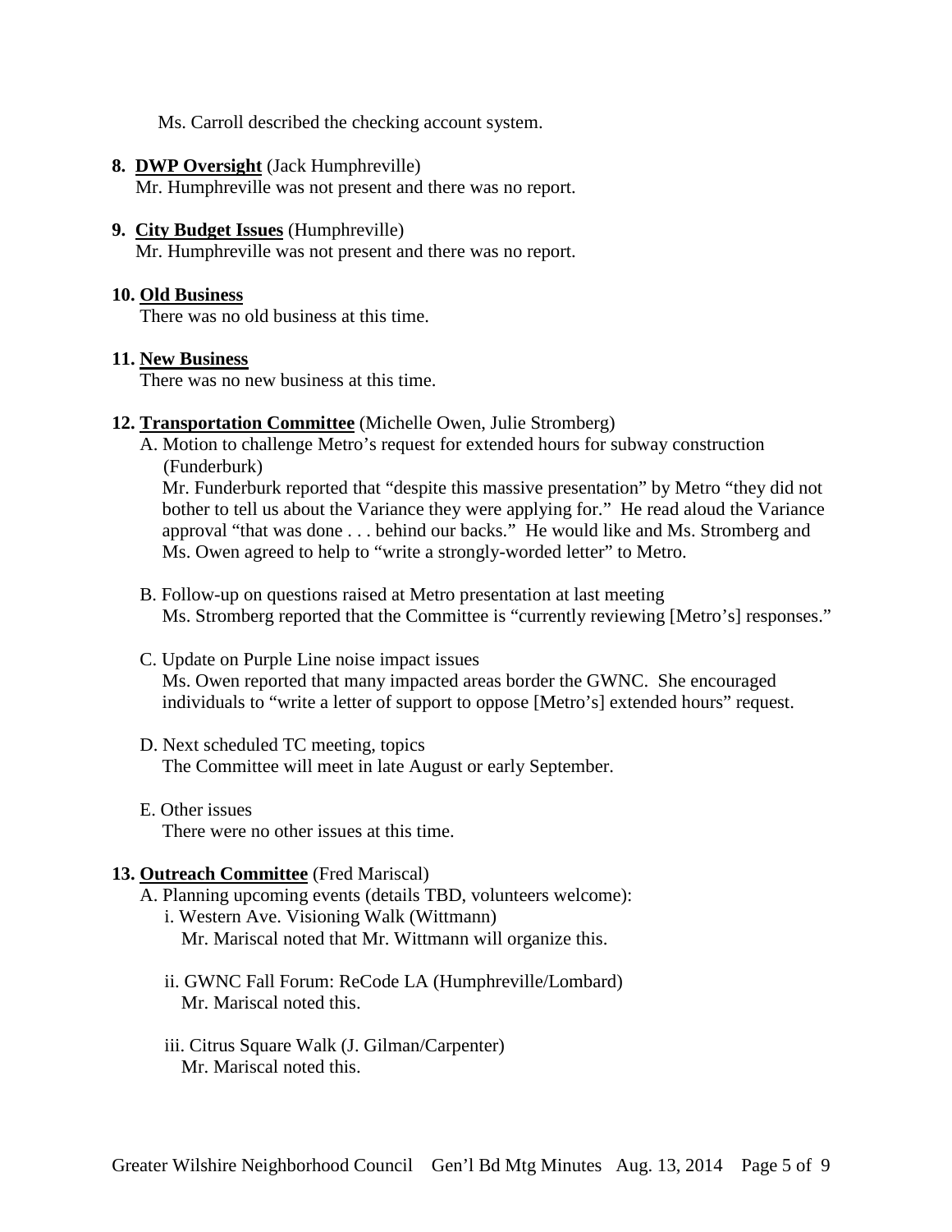Ms. Carroll described the checking account system.

8. **DWP Oversight** (Jack Humphreville)
   Mr. Humphreville was not present and there was no report.

9. **City Budget Issues** (Humphreville)
   Mr. Humphreville was not present and there was no report.

10. **Old Business**
    There was no old business at this time.

11. **New Business**
    There was no new business at this time.

12. **Transportation Committee** (Michelle Owen, Julie Stromberg)
    A. Motion to challenge Metro's request for extended hours for subway construction (Funderburk)
       Mr. Funderburk reported that "despite this massive presentation" by Metro "they did not bother to tell us about the Variance they were applying for." He read aloud the Variance approval "that was done . . . behind our backs." He would like and Ms. Stromberg and Ms. Owen agreed to help to "write a strongly-worded letter" to Metro.

    B. Follow-up on questions raised at Metro presentation at last meeting
       Ms. Stromberg reported that the Committee is "currently reviewing [Metro's] responses."

    C. Update on Purple Line noise impact issues
       Ms. Owen reported that many impacted areas border the GWNC. She encouraged individuals to "write a letter of support to oppose [Metro's] extended hours" request.

    D. Next scheduled TC meeting, topics
       The Committee will meet in late August or early September.

    E. Other issues
       There were no other issues at this time.

13. **Outreach Committee** (Fred Mariscal)
    A. Planning upcoming events (details TBD, volunteers welcome):
       i. Western Ave. Visioning Walk (Wittmann)
          Mr. Mariscal noted that Mr. Wittmann will organize this.

       ii. GWNC Fall Forum: ReCode LA (Humphreville/Lombard)
           Mr. Mariscal noted this.

       iii. Citrus Square Walk (J. Gilman/Carpenter)
            Mr. Mariscal noted this.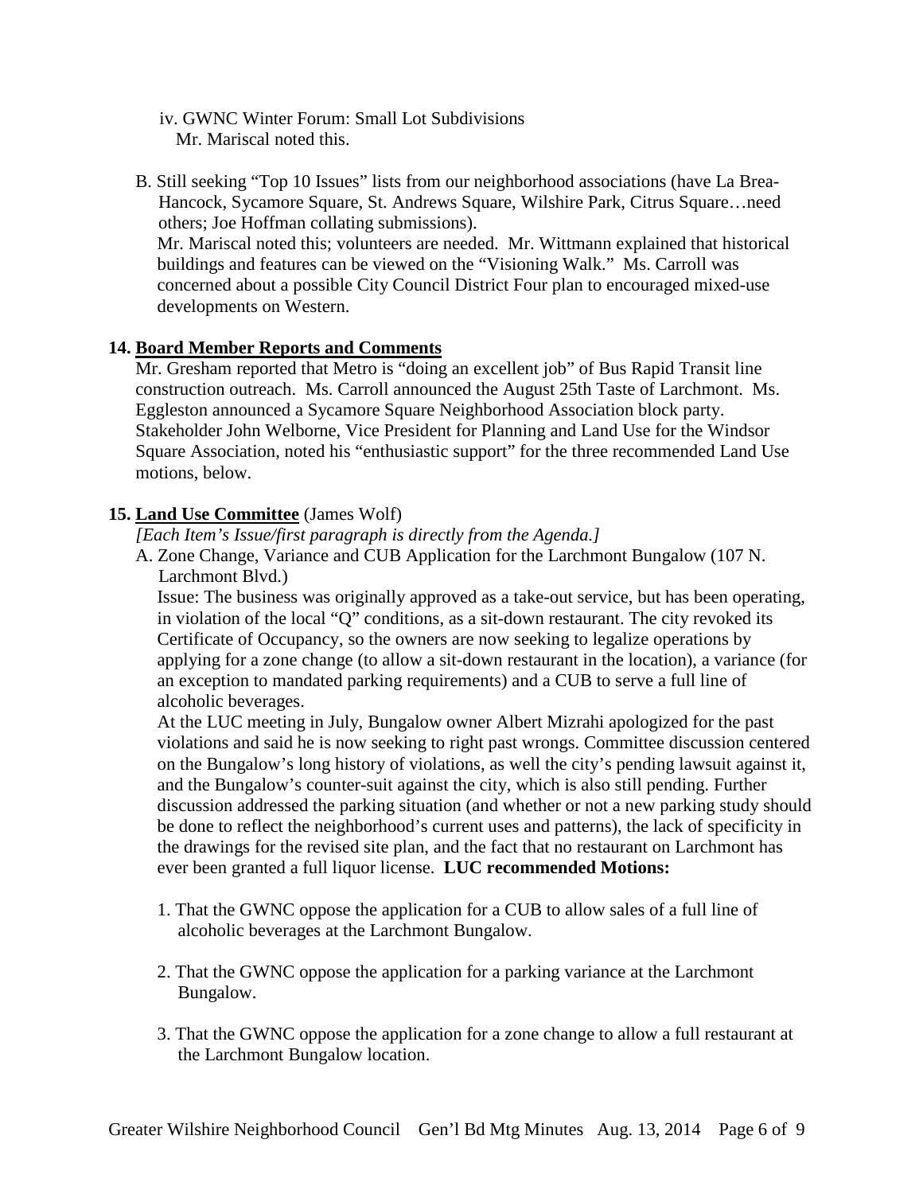iv. GWNC Winter Forum: Small Lot Subdivisions
Mr. Mariscal noted this.

B. Still seeking "Top 10 Issues" lists from our neighborhood associations (have La Brea-Hancock, Sycamore Square, St. Andrews Square, Wilshire Park, Citrus Square…need others; Joe Hoffman collating submissions).
Mr. Mariscal noted this; volunteers are needed. Mr. Wittmann explained that historical buildings and features can be viewed on the "Visioning Walk." Ms. Carroll was concerned about a possible City Council District Four plan to encouraged mixed-use developments on Western.

**14. <u>Board Member Reports and Comments</u>**

Mr. Gresham reported that Metro is "doing an excellent job" of Bus Rapid Transit line construction outreach. Ms. Carroll announced the August 25th Taste of Larchmont. Ms. Eggleston announced a Sycamore Square Neighborhood Association block party. Stakeholder John Welborne, Vice President for Planning and Land Use for the Windsor Square Association, noted his "enthusiastic support" for the three recommended Land Use motions, below.

**15. <u>Land Use Committee</u>** (James Wolf)

*[Each Item's Issue/first paragraph is directly from the Agenda.]*

A. Zone Change, Variance and CUB Application for the Larchmont Bungalow (107 N. Larchmont Blvd.)
Issue: The business was originally approved as a take-out service, but has been operating, in violation of the local "Q" conditions, as a sit-down restaurant. The city revoked its Certificate of Occupancy, so the owners are now seeking to legalize operations by applying for a zone change (to allow a sit-down restaurant in the location), a variance (for an exception to mandated parking requirements) and a CUB to serve a full line of alcoholic beverages.
At the LUC meeting in July, Bungalow owner Albert Mizrahi apologized for the past violations and said he is now seeking to right past wrongs. Committee discussion centered on the Bungalow's long history of violations, as well the city's pending lawsuit against it, and the Bungalow's counter-suit against the city, which is also still pending. Further discussion addressed the parking situation (and whether or not a new parking study should be done to reflect the neighborhood's current uses and patterns), the lack of specificity in the drawings for the revised site plan, and the fact that no restaurant on Larchmont has ever been granted a full liquor license. **LUC recommended Motions:**

1. That the GWNC oppose the application for a CUB to allow sales of a full line of alcoholic beverages at the Larchmont Bungalow.

2. That the GWNC oppose the application for a parking variance at the Larchmont Bungalow.

3. That the GWNC oppose the application for a zone change to allow a full restaurant at the Larchmont Bungalow location.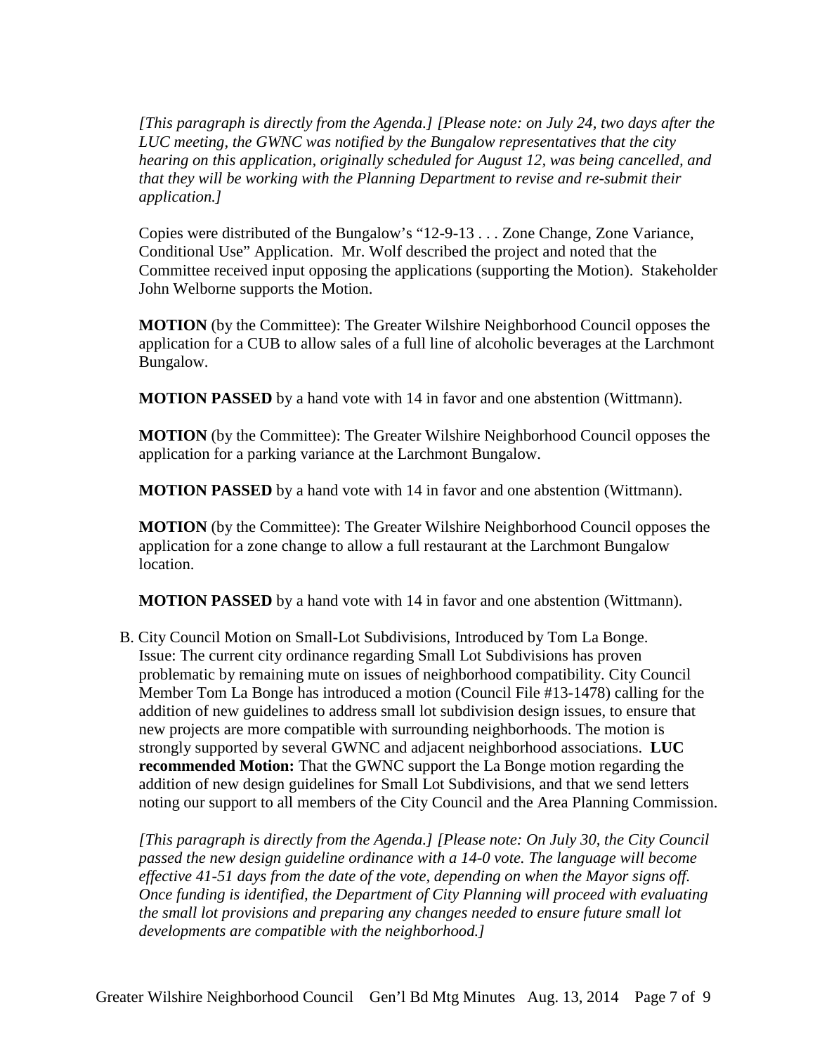*[This paragraph is directly from the Agenda.] [Please note: on July 24, two days after the LUC meeting, the GWNC was notified by the Bungalow representatives that the city hearing on this application, originally scheduled for August 12, was being cancelled, and that they will be working with the Planning Department to revise and re-submit their application.]*

Copies were distributed of the Bungalow's "12-9-13 . . . Zone Change, Zone Variance, Conditional Use" Application. Mr. Wolf described the project and noted that the Committee received input opposing the applications (supporting the Motion). Stakeholder John Welborne supports the Motion.

**MOTION** (by the Committee): The Greater Wilshire Neighborhood Council opposes the application for a CUB to allow sales of a full line of alcoholic beverages at the Larchmont Bungalow.

**MOTION PASSED** by a hand vote with 14 in favor and one abstention (Wittmann).

**MOTION** (by the Committee): The Greater Wilshire Neighborhood Council opposes the application for a parking variance at the Larchmont Bungalow.

**MOTION PASSED** by a hand vote with 14 in favor and one abstention (Wittmann).

**MOTION** (by the Committee): The Greater Wilshire Neighborhood Council opposes the application for a zone change to allow a full restaurant at the Larchmont Bungalow location.

**MOTION PASSED** by a hand vote with 14 in favor and one abstention (Wittmann).

B. City Council Motion on Small-Lot Subdivisions, Introduced by Tom La Bonge. Issue: The current city ordinance regarding Small Lot Subdivisions has proven problematic by remaining mute on issues of neighborhood compatibility. City Council Member Tom La Bonge has introduced a motion (Council File #13-1478) calling for the addition of new guidelines to address small lot subdivision design issues, to ensure that new projects are more compatible with surrounding neighborhoods. The motion is strongly supported by several GWNC and adjacent neighborhood associations. **LUC recommended Motion:** That the GWNC support the La Bonge motion regarding the addition of new design guidelines for Small Lot Subdivisions, and that we send letters noting our support to all members of the City Council and the Area Planning Commission.

*[This paragraph is directly from the Agenda.] [Please note: On July 30, the City Council passed the new design guideline ordinance with a 14-0 vote. The language will become effective 41-51 days from the date of the vote, depending on when the Mayor signs off. Once funding is identified, the Department of City Planning will proceed with evaluating the small lot provisions and preparing any changes needed to ensure future small lot developments are compatible with the neighborhood.]*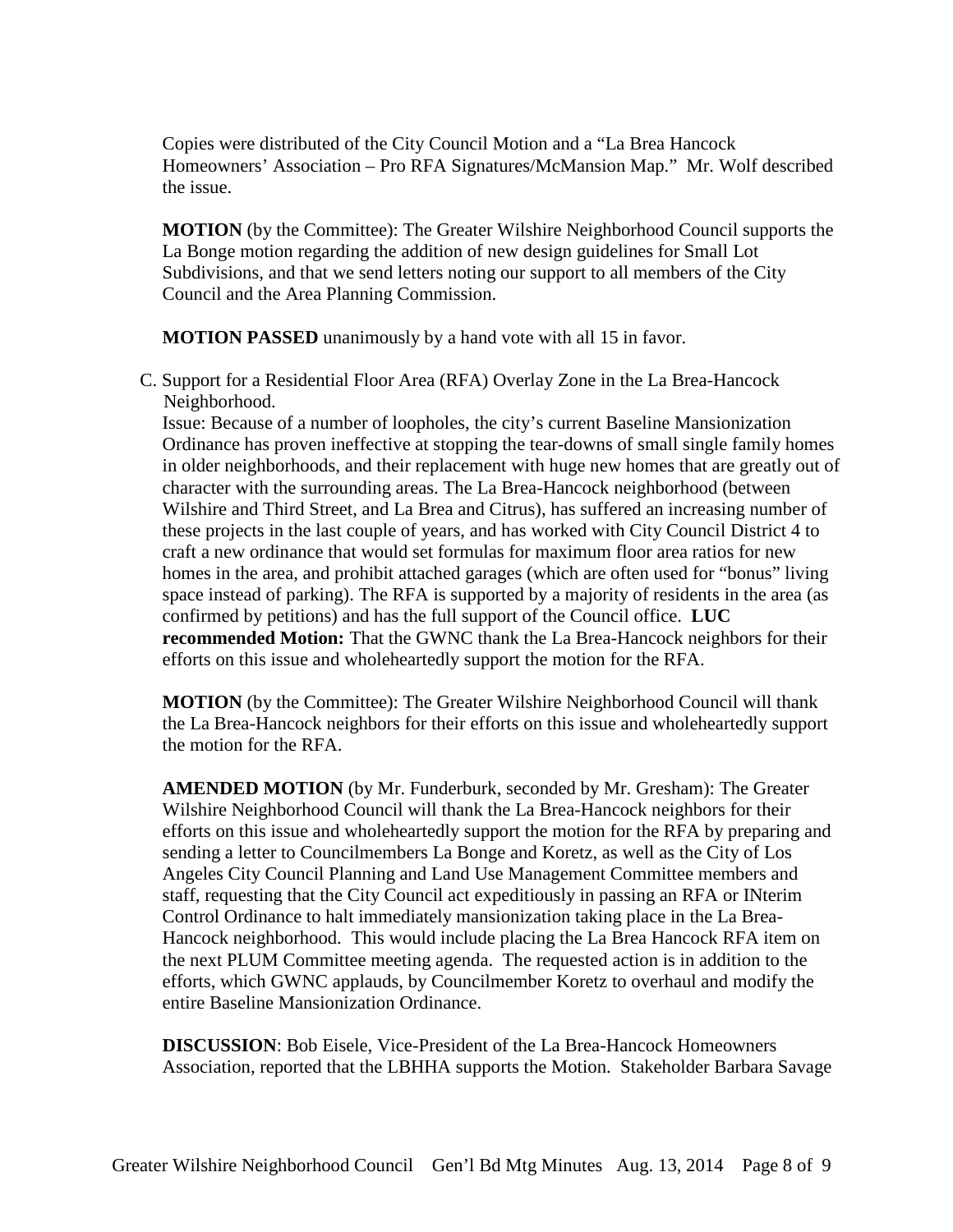Copies were distributed of the City Council Motion and a "La Brea Hancock Homeowners' Association – Pro RFA Signatures/McMansion Map." Mr. Wolf described the issue.

**MOTION** (by the Committee): The Greater Wilshire Neighborhood Council supports the La Bonge motion regarding the addition of new design guidelines for Small Lot Subdivisions, and that we send letters noting our support to all members of the City Council and the Area Planning Commission.

**MOTION PASSED** unanimously by a hand vote with all 15 in favor.

C. Support for a Residential Floor Area (RFA) Overlay Zone in the La Brea-Hancock Neighborhood.
Issue: Because of a number of loopholes, the city's current Baseline Mansionization Ordinance has proven ineffective at stopping the tear-downs of small single family homes in older neighborhoods, and their replacement with huge new homes that are greatly out of character with the surrounding areas. The La Brea-Hancock neighborhood (between Wilshire and Third Street, and La Brea and Citrus), has suffered an increasing number of these projects in the last couple of years, and has worked with City Council District 4 to craft a new ordinance that would set formulas for maximum floor area ratios for new homes in the area, and prohibit attached garages (which are often used for "bonus" living space instead of parking). The RFA is supported by a majority of residents in the area (as confirmed by petitions) and has the full support of the Council office. **LUC recommended Motion:** That the GWNC thank the La Brea-Hancock neighbors for their efforts on this issue and wholeheartedly support the motion for the RFA.

**MOTION** (by the Committee): The Greater Wilshire Neighborhood Council will thank the La Brea-Hancock neighbors for their efforts on this issue and wholeheartedly support the motion for the RFA.

**AMENDED MOTION** (by Mr. Funderburk, seconded by Mr. Gresham): The Greater Wilshire Neighborhood Council will thank the La Brea-Hancock neighbors for their efforts on this issue and wholeheartedly support the motion for the RFA by preparing and sending a letter to Councilmembers La Bonge and Koretz, as well as the City of Los Angeles City Council Planning and Land Use Management Committee members and staff, requesting that the City Council act expeditiously in passing an RFA or INterim Control Ordinance to halt immediately mansionization taking place in the La Brea-Hancock neighborhood. This would include placing the La Brea Hancock RFA item on the next PLUM Committee meeting agenda. The requested action is in addition to the efforts, which GWNC applauds, by Councilmember Koretz to overhaul and modify the entire Baseline Mansionization Ordinance.

**DISCUSSION**: Bob Eisele, Vice-President of the La Brea-Hancock Homeowners Association, reported that the LBHHA supports the Motion. Stakeholder Barbara Savage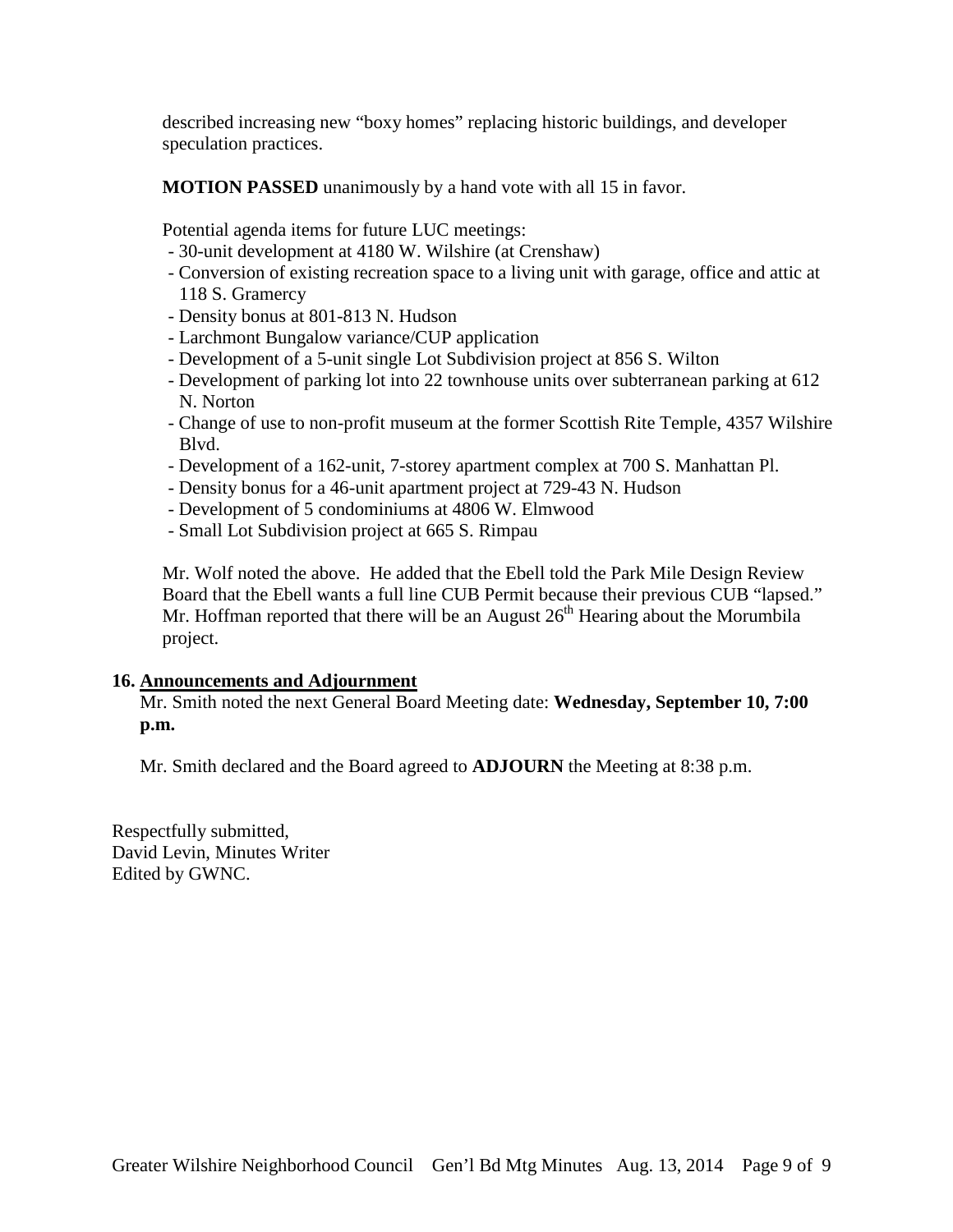described increasing new "boxy homes" replacing historic buildings, and developer speculation practices.

**MOTION PASSED** unanimously by a hand vote with all 15 in favor.

Potential agenda items for future LUC meetings:

- 30-unit development at 4180 W. Wilshire (at Crenshaw)
- Conversion of existing recreation space to a living unit with garage, office and attic at 118 S. Gramercy
- Density bonus at 801-813 N. Hudson
- Larchmont Bungalow variance/CUP application
- Development of a 5-unit single Lot Subdivision project at 856 S. Wilton
- Development of parking lot into 22 townhouse units over subterranean parking at 612 N. Norton
- Change of use to non-profit museum at the former Scottish Rite Temple, 4357 Wilshire Blvd.
- Development of a 162-unit, 7-storey apartment complex at 700 S. Manhattan Pl.
- Density bonus for a 46-unit apartment project at 729-43 N. Hudson
- Development of 5 condominiums at 4806 W. Elmwood
- Small Lot Subdivision project at 665 S. Rimpau

Mr. Wolf noted the above. He added that the Ebell told the Park Mile Design Review Board that the Ebell wants a full line CUB Permit because their previous CUB "lapsed." Mr. Hoffman reported that there will be an August 26th Hearing about the Morumbila project.

**16. <u>Announcements and Adjournment</u>**

Mr. Smith noted the next General Board Meeting date: **Wednesday, September 10, 7:00 p.m.**

Mr. Smith declared and the Board agreed to **ADJOURN** the Meeting at 8:38 p.m.

Respectfully submitted,
David Levin, Minutes Writer
Edited by GWNC.